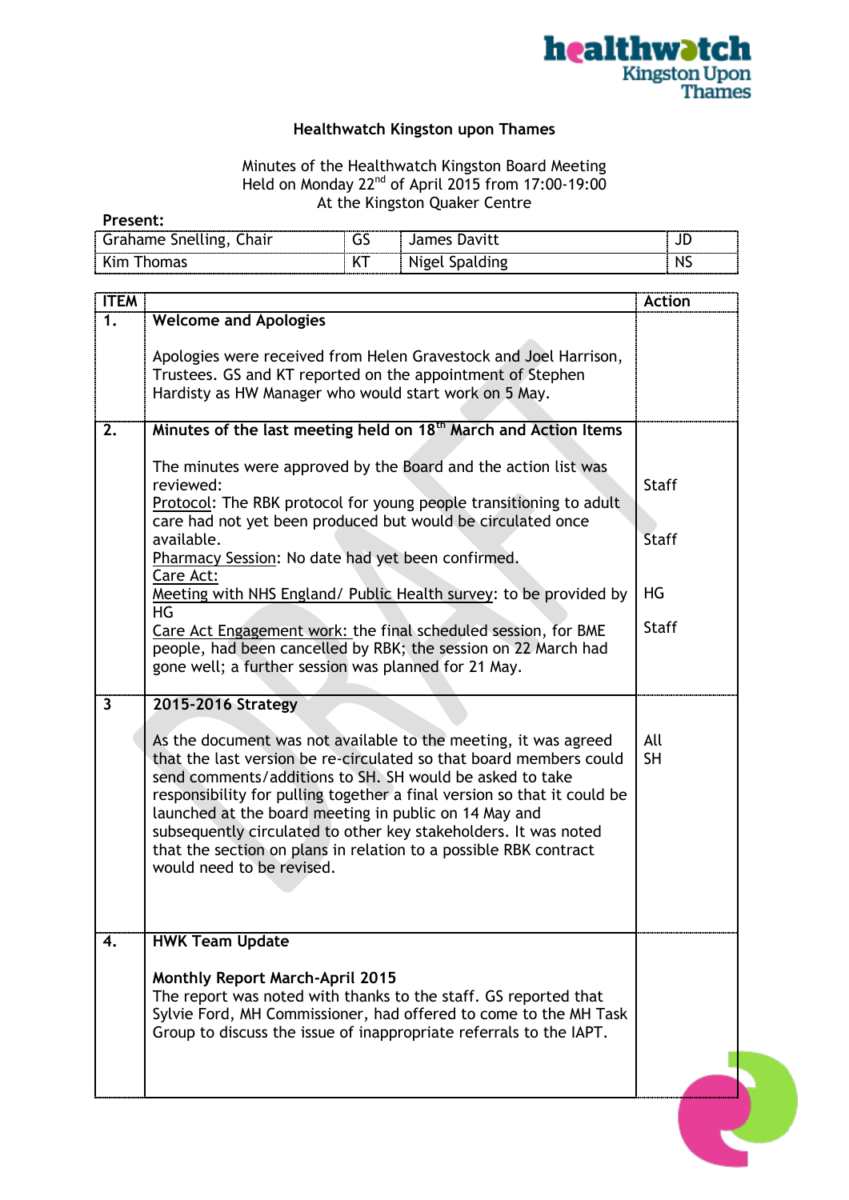Healthwatch Kingston Upon Thames

## Healthwatch Kingston upon Thames

Minutes of the Healthwatch Kingston Board Meeting
Held on Monday 22nd of April 2015 from 17:00-19:00
At the Kingston Quaker Centre

**Present:**

| | | | |
|---|---|---|---|
| Grahame Snelling, Chair | GS | James Davitt | JD |
| Kim Thomas | KT | Nigel Spalding | NS |

| ITEM | | Action |
|---|---|---|
| **1.** | **Welcome and Apologies**<br><br>Apologies were received from Helen Gravestock and Joel Harrison, Trustees. GS and KT reported on the appointment of Stephen Hardisty as HW Manager who would start work on 5 May. | |
| **2.** | **Minutes of the last meeting held on 18th March and Action Items**<br><br>The minutes were approved by the Board and the action list was reviewed:<br>Protocol: The RBK protocol for young people transitioning to adult care had not yet been produced but would be circulated once available.<br>Pharmacy Session: No date had yet been confirmed.<br>Care Act:<br>Meeting with NHS England/ Public Health survey: to be provided by HG<br>Care Act Engagement work: the final scheduled session, for BME people, had been cancelled by RBK; the session on 22 March had gone well; a further session was planned for 21 May. | Staff<br><br>Staff<br><br>HG<br><br>Staff |
| 3 | **2015-2016 Strategy**<br><br>As the document was not available to the meeting, it was agreed that the last version be re-circulated so that board members could send comments/additions to SH. SH would be asked to take responsibility for pulling together a final version so that it could be launched at the board meeting in public on 14 May and subsequently circulated to other key stakeholders. It was noted that the section on plans in relation to a possible RBK contract would need to be revised. | All<br>SH |
| **4.** | **HWK Team Update**<br><br>**Monthly Report March-April 2015**<br>The report was noted with thanks to the staff. GS reported that Sylvie Ford, MH Commissioner, had offered to come to the MH Task Group to discuss the issue of inappropriate referrals to the IAPT. | |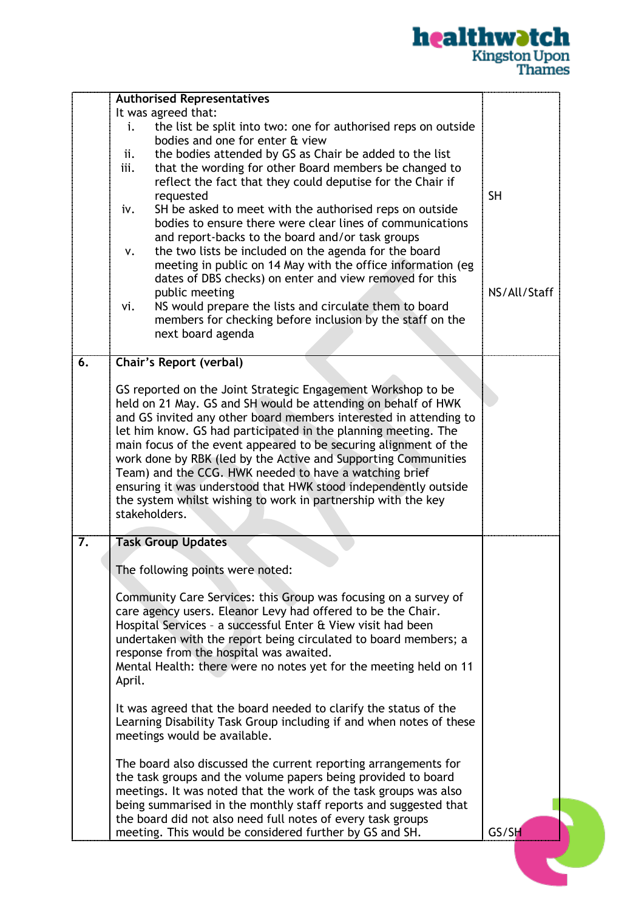| | | |
|---|---|---|
| | **Authorised Representatives**<br>It was agreed that:<br>i. the list be split into two: one for authorised reps on outside bodies and one for enter & view<br>ii. the bodies attended by GS as Chair be added to the list<br>iii. that the wording for other Board members be changed to reflect the fact that they could deputise for the Chair if requested<br>iv. SH be asked to meet with the authorised reps on outside bodies to ensure there were clear lines of communications and report-backs to the board and/or task groups<br>v. the two lists be included on the agenda for the board meeting in public on 14 May with the office information (eg dates of DBS checks) on enter and view removed for this public meeting<br>vi. NS would prepare the lists and circulate them to board members for checking before inclusion by the staff on the next board agenda | SH<br><br>NS/All/Staff |
| **6.** | **Chair's Report (verbal)**<br><br>GS reported on the Joint Strategic Engagement Workshop to be held on 21 May. GS and SH would be attending on behalf of HWK and GS invited any other board members interested in attending to let him know. GS had participated in the planning meeting. The main focus of the event appeared to be securing alignment of the work done by RBK (led by the Active and Supporting Communities Team) and the CCG. HWK needed to have a watching brief ensuring it was understood that HWK stood independently outside the system whilst wishing to work in partnership with the key stakeholders. | |
| **7.** | **Task Group Updates**<br><br>The following points were noted:<br><br>Community Care Services: this Group was focusing on a survey of care agency users. Eleanor Levy had offered to be the Chair.<br>Hospital Services – a successful Enter & View visit had been undertaken with the report being circulated to board members; a response from the hospital was awaited.<br>Mental Health: there were no notes yet for the meeting held on 11 April.<br><br>It was agreed that the board needed to clarify the status of the Learning Disability Task Group including if and when notes of these meetings would be available.<br><br>The board also discussed the current reporting arrangements for the task groups and the volume papers being provided to board meetings. It was noted that the work of the task groups was also being summarised in the monthly staff reports and suggested that the board did not also need full notes of every task groups meeting. This would be considered further by GS and SH. | GS/SH |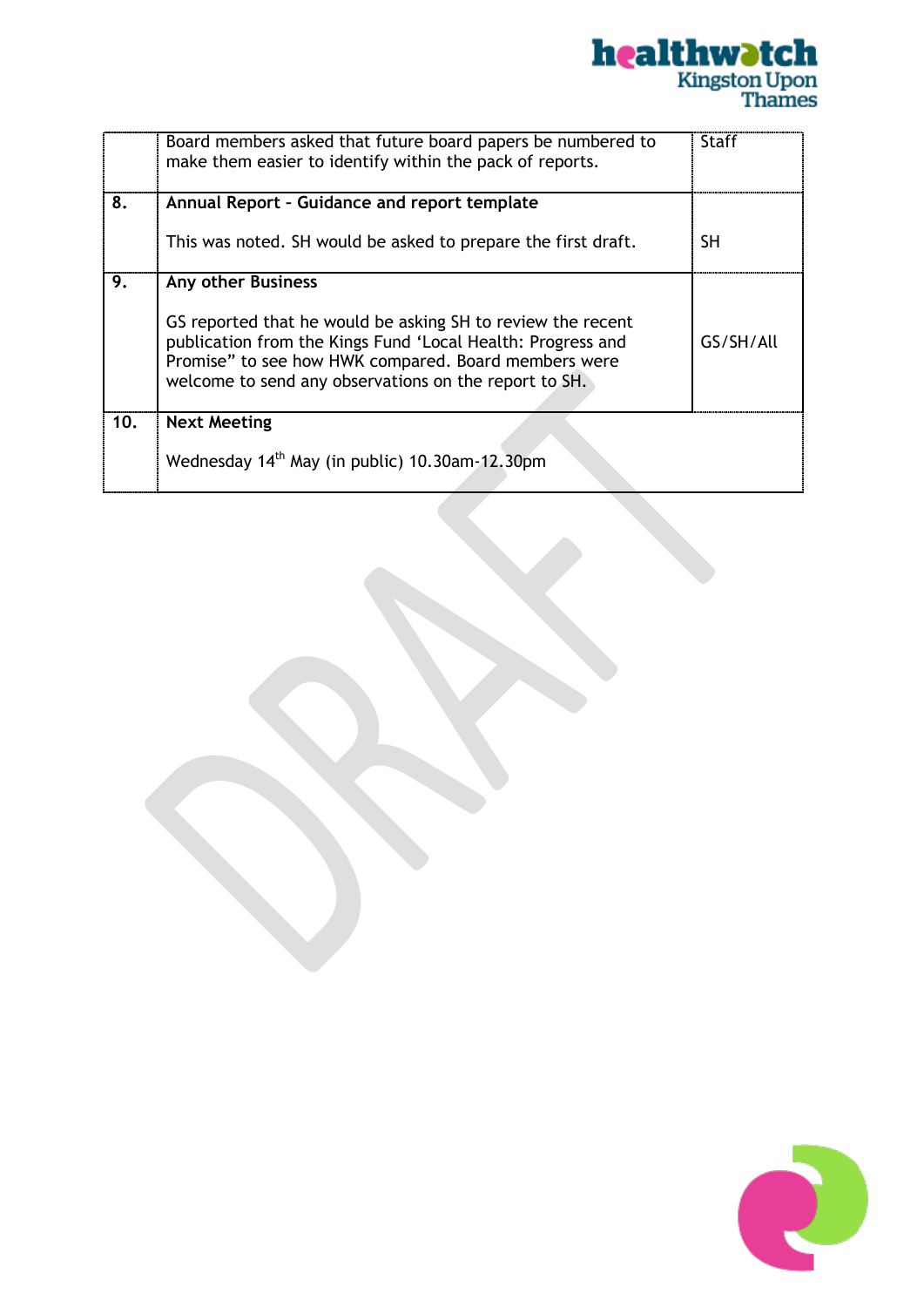| | | |
|---|---|---|
| | Board members asked that future board papers be numbered to make them easier to identify within the pack of reports. | Staff |
| 8. | **Annual Report – Guidance and report template**<br><br>This was noted. SH would be asked to prepare the first draft. | SH |
| 9. | **Any other Business**<br><br>GS reported that he would be asking SH to review the recent publication from the Kings Fund 'Local Health: Progress and Promise" to see how HWK compared. Board members were welcome to send any observations on the report to SH. | GS/SH/All |
| 10. | **Next Meeting**<br><br>Wednesday 14th May (in public) 10.30am-12.30pm | |